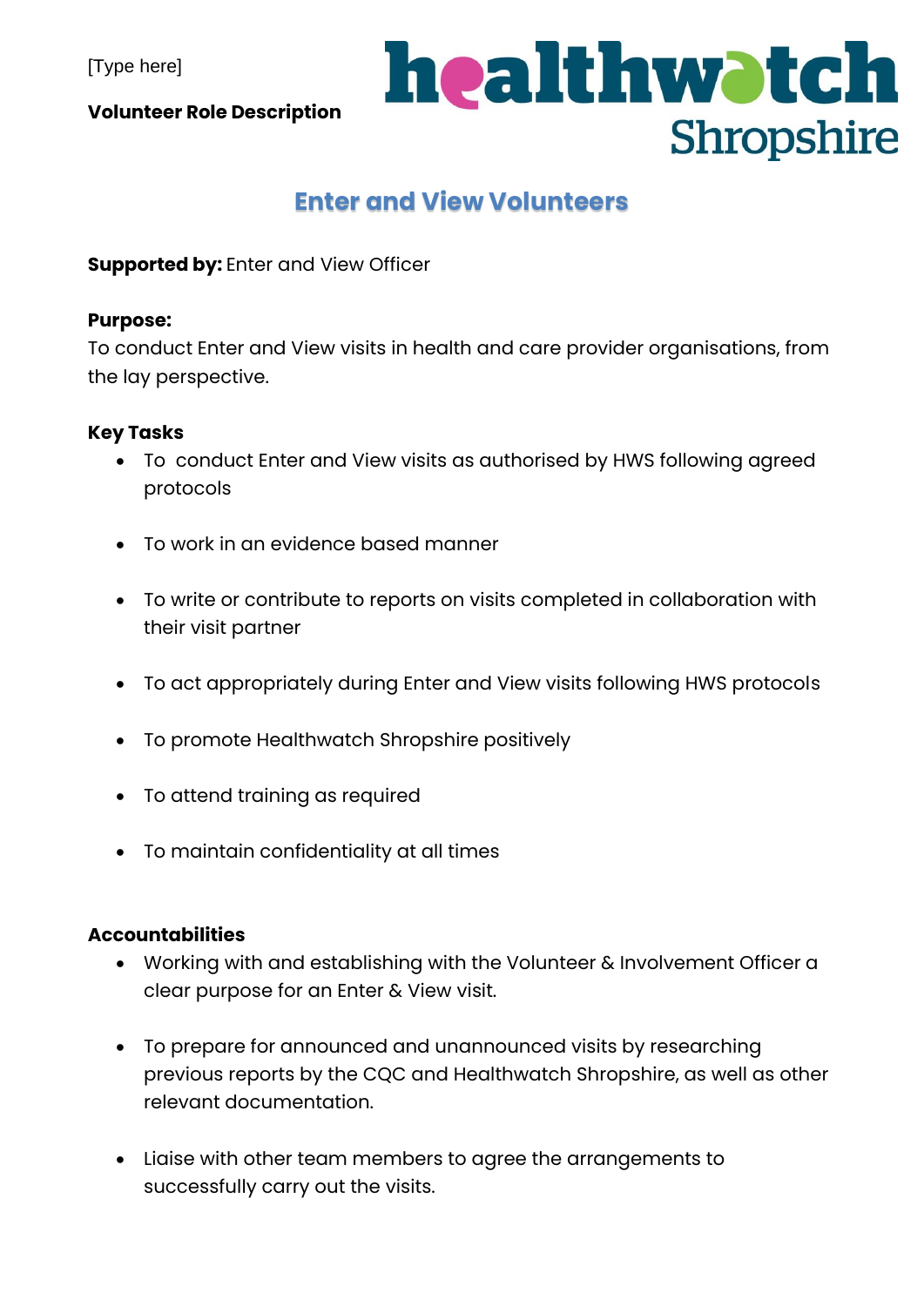[Type here]

**Volunteer Role Description**

healthwatch Shropshire

# Enter and View Volunteers

**Supported by:** Enter and View Officer

**Purpose:**
To conduct Enter and View visits in health and care provider organisations, from the lay perspective.

**Key Tasks**

- To conduct Enter and View visits as authorised by HWS following agreed protocols
- To work in an evidence based manner
- To write or contribute to reports on visits completed in collaboration with their visit partner
- To act appropriately during Enter and View visits following HWS protocols
- To promote Healthwatch Shropshire positively
- To attend training as required
- To maintain confidentiality at all times

**Accountabilities**

- Working with and establishing with the Volunteer & Involvement Officer a clear purpose for an Enter & View visit.
- To prepare for announced and unannounced visits by researching previous reports by the CQC and Healthwatch Shropshire, as well as other relevant documentation.
- Liaise with other team members to agree the arrangements to successfully carry out the visits.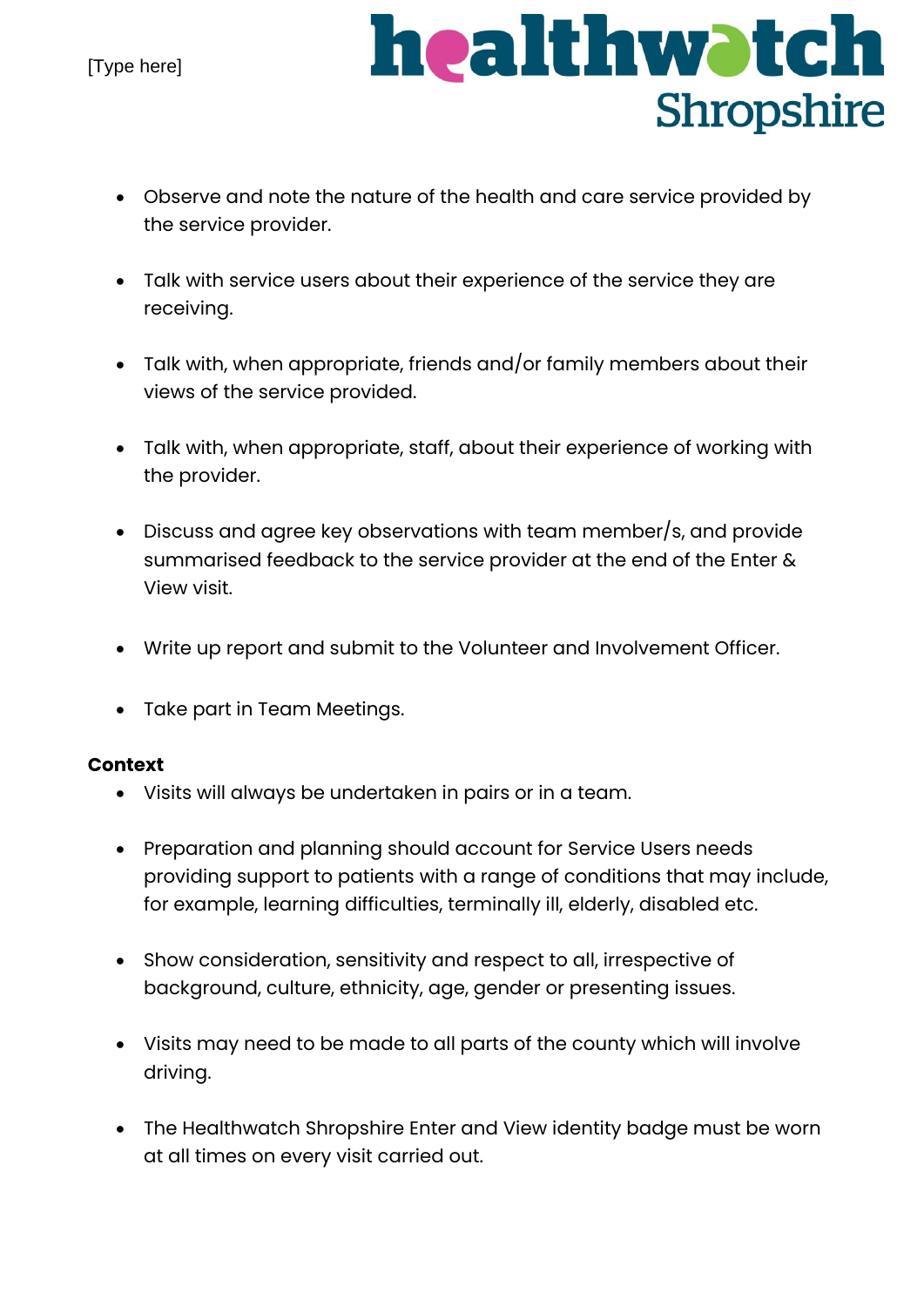- Observe and note the nature of the health and care service provided by the service provider.

- Talk with service users about their experience of the service they are receiving.

- Talk with, when appropriate, friends and/or family members about their views of the service provided.

- Talk with, when appropriate, staff, about their experience of working with the provider.

- Discuss and agree key observations with team member/s, and provide summarised feedback to the service provider at the end of the Enter & View visit.

- Write up report and submit to the Volunteer and Involvement Officer.

- Take part in Team Meetings.

**Context**

- Visits will always be undertaken in pairs or in a team.

- Preparation and planning should account for Service Users needs providing support to patients with a range of conditions that may include, for example, learning difficulties, terminally ill, elderly, disabled etc.

- Show consideration, sensitivity and respect to all, irrespective of background, culture, ethnicity, age, gender or presenting issues.

- Visits may need to be made to all parts of the county which will involve driving.

- The Healthwatch Shropshire Enter and View identity badge must be worn at all times on every visit carried out.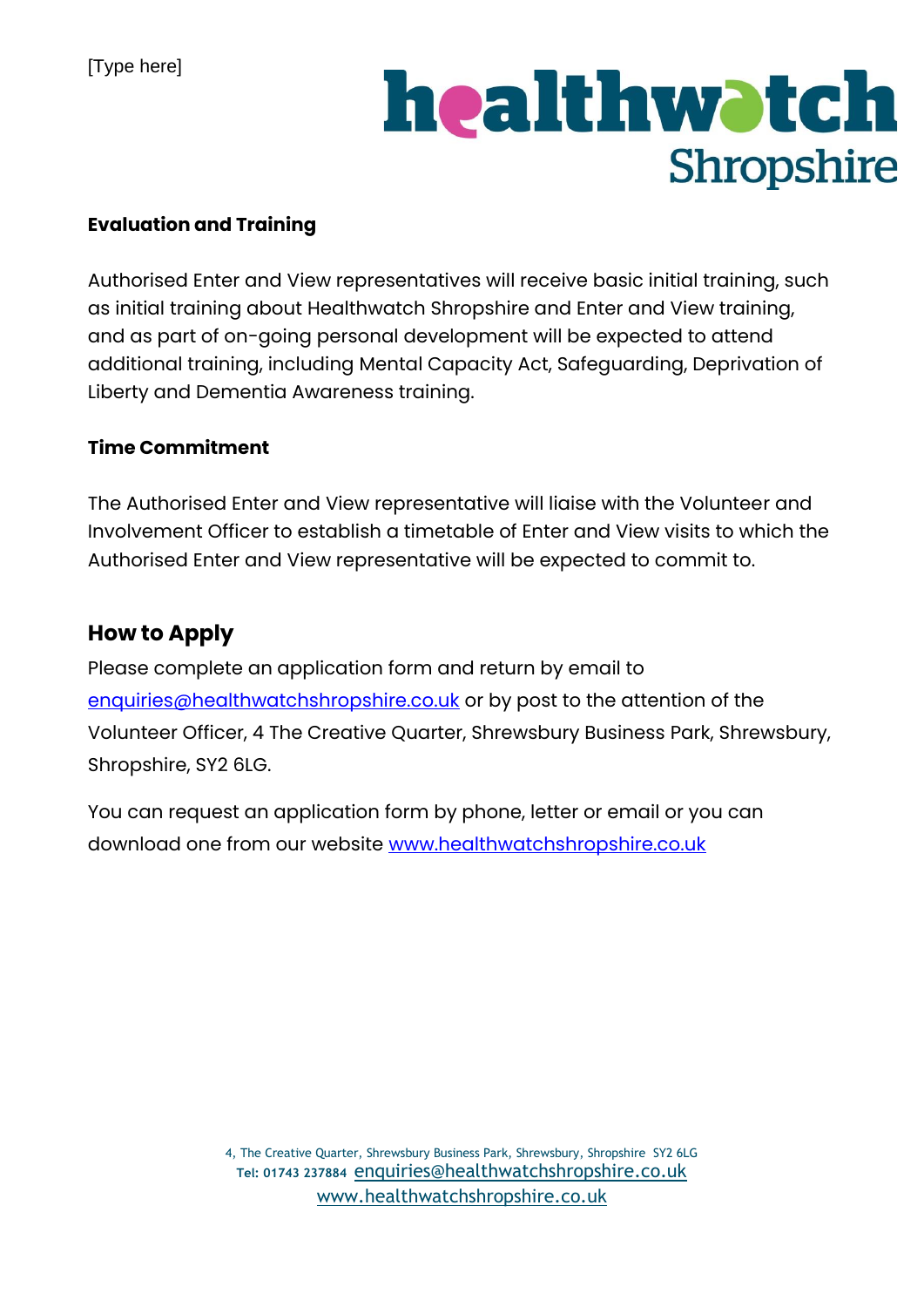**Evaluation and Training**

Authorised Enter and View representatives will receive basic initial training, such as initial training about Healthwatch Shropshire and Enter and View training, and as part of on-going personal development will be expected to attend additional training, including Mental Capacity Act, Safeguarding, Deprivation of Liberty and Dementia Awareness training.

**Time Commitment**

The Authorised Enter and View representative will liaise with the Volunteer and Involvement Officer to establish a timetable of Enter and View visits to which the Authorised Enter and View representative will be expected to commit to.

## How to Apply

Please complete an application form and return by email to enquiries@healthwatchshropshire.co.uk or by post to the attention of the Volunteer Officer, 4 The Creative Quarter, Shrewsbury Business Park, Shrewsbury, Shropshire, SY2 6LG.

You can request an application form by phone, letter or email or you can download one from our website www.healthwatchshropshire.co.uk